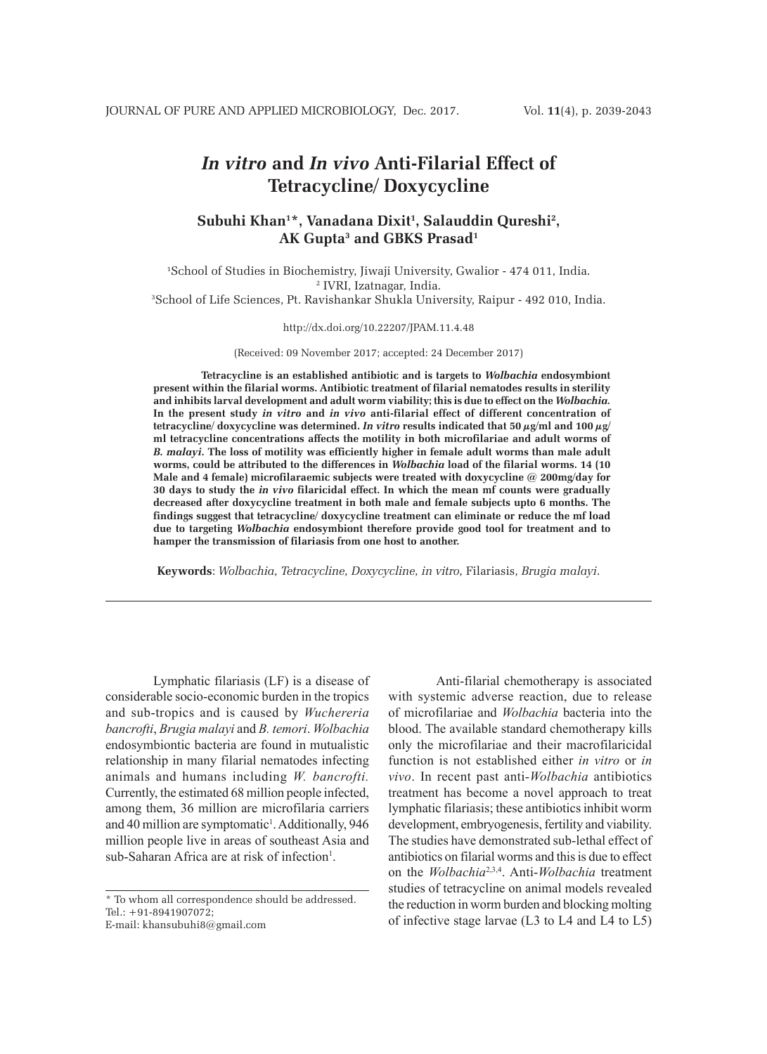# *In vitro* and *In vivo* Anti-Filarial Effect of Tetracycline/ Doxycycline

**Subuhi Khan[1]\*, Vanadana Dixit[1], Salauddin Qureshi[2], AK Gupta[3] and GBKS Prasad[1]**

[1]School of Studies in Biochemistry, Jiwaji University, Gwalior - 474 011, India.
[2] IVRI, Izatnagar, India.
[3]School of Life Sciences, Pt. Ravishankar Shukla University, Raipur - 492 010, India.

http://dx.doi.org/10.22207/JPAM.11.4.48

(Received: 09 November 2017; accepted: 24 December 2017)

**Tetracycline is an established antibiotic and is targets to *Wolbachia* endosymbiont present within the filarial worms. Antibiotic treatment of filarial nematodes results in sterility and inhibits larval development and adult worm viability; this is due to effect on the *Wolbachia*. In the present study *in vitro* and *in vivo* anti-filarial effect of different concentration of tetracycline/ doxycycline was determined. *In vitro* results indicated that 50 µg/ml and 100 µg/ml tetracycline concentrations affects the motility in both microfilariae and adult worms of *B. malayi*. The loss of motility was efficiently higher in female adult worms than male adult worms, could be attributed to the differences in *Wolbachia* load of the filarial worms. 14 (10 Male and 4 female) microfilaraemic subjects were treated with doxycycline @ 200mg/day for 30 days to study the *in vivo* filaricidal effect. In which the mean mf counts were gradually decreased after doxycycline treatment in both male and female subjects upto 6 months. The findings suggest that tetracycline/ doxycycline treatment can eliminate or reduce the mf load due to targeting *Wolbachia* endosymbiont therefore provide good tool for treatment and to hamper the transmission of filariasis from one host to another.**

**Keywords**: *Wolbachia, Tetracycline, Doxycycline, in vitro,* Filariasis, *Brugia malayi*.

---

Lymphatic filariasis (LF) is a disease of considerable socio-economic burden in the tropics and sub-tropics and is caused by *Wuchereria bancrofti*, *Brugia malayi* and *B. temori*. *Wolbachia* endosymbiontic bacteria are found in mutualistic relationship in many filarial nematodes infecting animals and humans including *W. bancrofti.* Currently, the estimated 68 million people infected, among them, 36 million are microfilaria carriers and 40 million are symptomatic[1]. Additionally, 946 million people live in areas of southeast Asia and sub-Saharan Africa are at risk of infection[1].

Anti-filarial chemotherapy is associated with systemic adverse reaction, due to release of microfilariae and *Wolbachia* bacteria into the blood. The available standard chemotherapy kills only the microfilariae and their macrofilaricidal function is not established either *in vitro* or *in vivo*. In recent past anti-*Wolbachia* antibiotics treatment has become a novel approach to treat lymphatic filariasis; these antibiotics inhibit worm development, embryogenesis, fertility and viability. The studies have demonstrated sub-lethal effect of antibiotics on filarial worms and this is due to effect on the *Wolbachia*[2,3,4]. Anti-*Wolbachia* treatment studies of tetracycline on animal models revealed the reduction in worm burden and blocking molting of infective stage larvae (L3 to L4 and L4 to L5)

---

\* To whom all correspondence should be addressed.
Tel.: +91-8941907072;
E-mail: khansubuhi8@gmail.com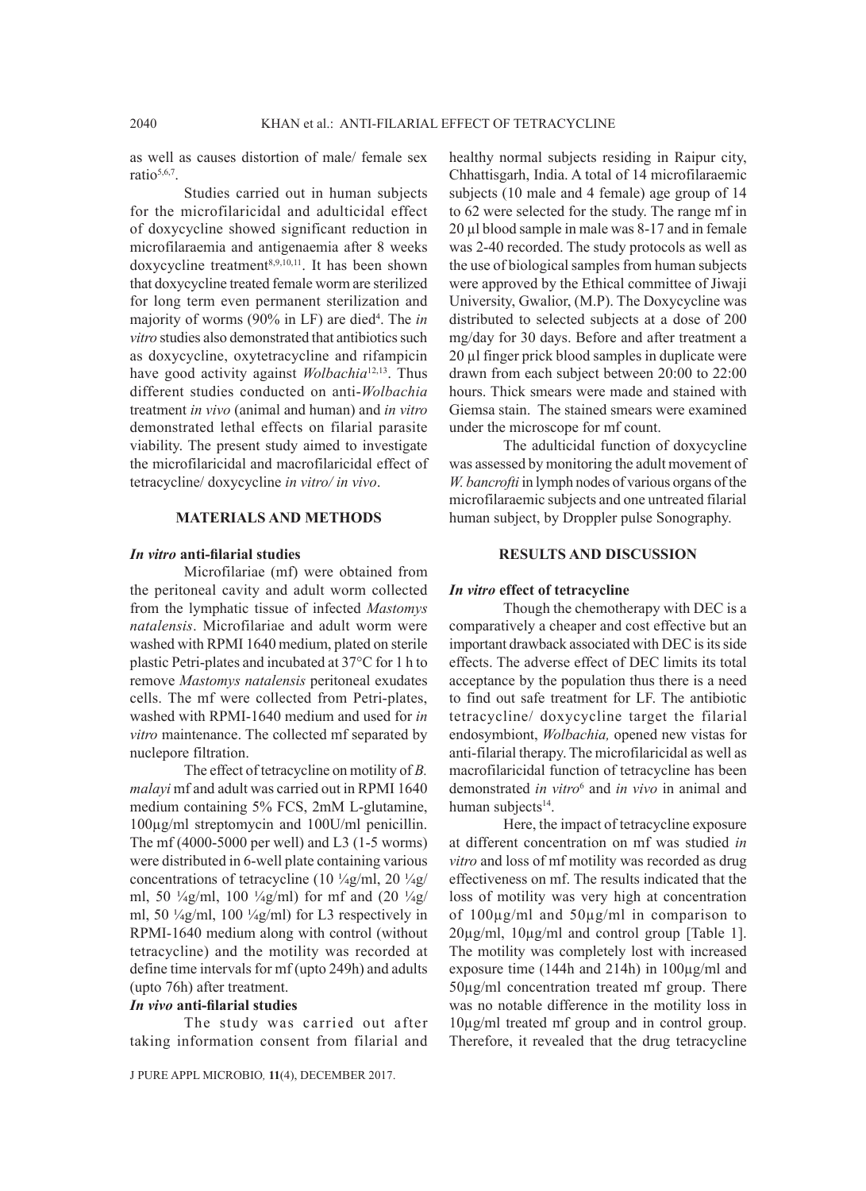as well as causes distortion of male/ female sex ratio[5,6,7].

Studies carried out in human subjects for the microfilaricidal and adulticidal effect of doxycycline showed significant reduction in microfilaraemia and antigenaemia after 8 weeks doxycycline treatment[8,9,10,11]. It has been shown that doxycycline treated female worm are sterilized for long term even permanent sterilization and majority of worms (90% in LF) are died[4]. The *in vitro* studies also demonstrated that antibiotics such as doxycycline, oxytetracycline and rifampicin have good activity against *Wolbachia*[12,13]. Thus different studies conducted on anti-*Wolbachia* treatment *in vivo* (animal and human) and *in vitro* demonstrated lethal effects on filarial parasite viability. The present study aimed to investigate the microfilaricidal and macrofilaricidal effect of tetracycline/ doxycycline *in vitro/ in vivo*.

## MATERIALS AND METHODS

### *In vitro* anti-filarial studies

Microfilariae (mf) were obtained from the peritoneal cavity and adult worm collected from the lymphatic tissue of infected *Mastomys natalensis*. Microfilariae and adult worm were washed with RPMI 1640 medium, plated on sterile plastic Petri-plates and incubated at 37°C for 1 h to remove *Mastomys natalensis* peritoneal exudates cells. The mf were collected from Petri-plates, washed with RPMI-1640 medium and used for *in vitro* maintenance. The collected mf separated by nuclepore filtration.

The effect of tetracycline on motility of *B. malayi* mf and adult was carried out in RPMI 1640 medium containing 5% FCS, 2mM L-glutamine, 100µg/ml streptomycin and 100U/ml penicillin. The mf (4000-5000 per well) and L3 (1-5 worms) were distributed in 6-well plate containing various concentrations of tetracycline (10 ¼g/ml, 20 ¼g/ml, 50 ¼g/ml, 100 ¼g/ml) for mf and (20 ¼g/ml, 50 ¼g/ml, 100 ¼g/ml) for L3 respectively in RPMI-1640 medium along with control (without tetracycline) and the motility was recorded at define time intervals for mf (upto 249h) and adults (upto 76h) after treatment.

### *In vivo* anti-filarial studies

The study was carried out after taking information consent from filarial and healthy normal subjects residing in Raipur city, Chhattisgarh, India. A total of 14 microfilaraemic subjects (10 male and 4 female) age group of 14 to 62 were selected for the study. The range mf in 20 µl blood sample in male was 8-17 and in female was 2-40 recorded. The study protocols as well as the use of biological samples from human subjects were approved by the Ethical committee of Jiwaji University, Gwalior, (M.P). The Doxycycline was distributed to selected subjects at a dose of 200 mg/day for 30 days. Before and after treatment a 20 µl finger prick blood samples in duplicate were drawn from each subject between 20:00 to 22:00 hours. Thick smears were made and stained with Giemsa stain. The stained smears were examined under the microscope for mf count.

The adulticidal function of doxycycline was assessed by monitoring the adult movement of *W. bancrofti* in lymph nodes of various organs of the microfilaraemic subjects and one untreated filarial human subject, by Droppler pulse Sonography.

## RESULTS AND DISCUSSION

### *In vitro* effect of tetracycline

Though the chemotherapy with DEC is a comparatively a cheaper and cost effective but an important drawback associated with DEC is its side effects. The adverse effect of DEC limits its total acceptance by the population thus there is a need to find out safe treatment for LF. The antibiotic tetracycline/ doxycycline target the filarial endosymbiont, *Wolbachia,* opened new vistas for anti-filarial therapy. The microfilaricidal as well as macrofilaricidal function of tetracycline has been demonstrated *in vitro*[6] and *in vivo* in animal and human subjects[14].

Here, the impact of tetracycline exposure at different concentration on mf was studied *in vitro* and loss of mf motility was recorded as drug effectiveness on mf. The results indicated that the loss of motility was very high at concentration of 100µg/ml and 50µg/ml in comparison to 20µg/ml, 10µg/ml and control group [Table 1]. The motility was completely lost with increased exposure time (144h and 214h) in 100µg/ml and 50µg/ml concentration treated mf group. There was no notable difference in the motility loss in 10µg/ml treated mf group and in control group. Therefore, it revealed that the drug tetracycline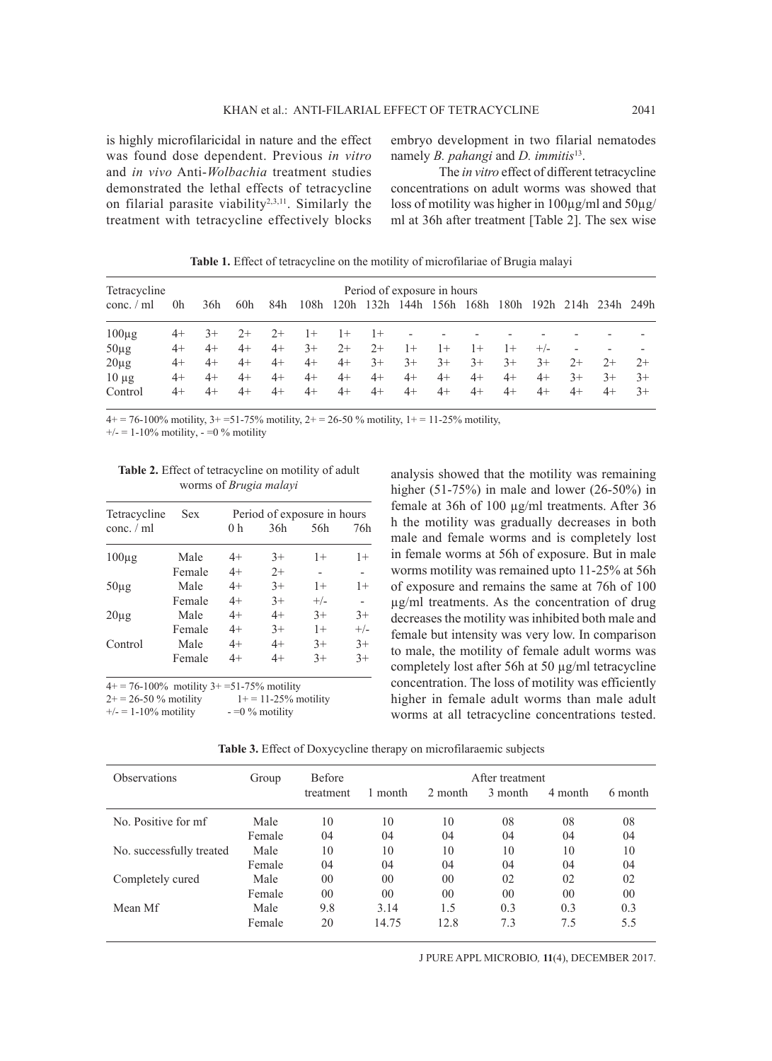is highly microfilaricidal in nature and the effect was found dose dependent. Previous *in vitro* and *in vivo* Anti-*Wolbachia* treatment studies demonstrated the lethal effects of tetracycline on filarial parasite viability[2,3,11]. Similarly the treatment with tetracycline effectively blocks embryo development in two filarial nematodes namely *B. pahangi* and *D. immitis*[13].

The *in vitro* effect of different tetracycline concentrations on adult worms was showed that loss of motility was higher in 100µg/ml and 50µg/ml at 36h after treatment [Table 2]. The sex wise analysis showed that the motility was remaining higher (51-75%) in male and lower (26-50%) in female at 36h of 100 µg/ml treatments. After 36 h the motility was gradually decreases in both male and female worms and is completely lost in female worms at 56h of exposure. But in male worms motility was remained upto 11-25% at 56h of exposure and remains the same at 76h of 100 µg/ml treatments. As the concentration of drug decreases the motility was inhibited both male and female but intensity was very low. In comparison to male, the motility of female adult worms was completely lost after 56h at 50 µg/ml tetracycline concentration. The loss of motility was efficiently higher in female adult worms than male adult worms at all tetracycline concentrations tested.

**Table 1.** Effect of tetracycline on the motility of microfilariae of Brugia malayi

| Tetracycline conc. / ml | Period of exposure in hours | | | | | | | | | | | | | | |
|---|---|---|---|---|---|---|---|---|---|---|---|---|---|---|---|
| | 0h | 36h | 60h | 84h | 108h | 120h | 132h | 144h | 156h | 168h | 180h | 192h | 214h | 234h | 249h |
| 100µg | 4+ | 3+ | 2+ | 2+ | 1+ | 1+ | 1+ | - | - | - | - | - | - | - | - |
| 50µg | 4+ | 4+ | 4+ | 4+ | 3+ | 2+ | 2+ | 1+ | 1+ | 1+ | 1+ | +/- | - | - | - |
| 20µg | 4+ | 4+ | 4+ | 4+ | 4+ | 4+ | 3+ | 3+ | 3+ | 3+ | 3+ | 3+ | 2+ | 2+ | 2+ |
| 10 µg | 4+ | 4+ | 4+ | 4+ | 4+ | 4+ | 4+ | 4+ | 4+ | 4+ | 4+ | 4+ | 3+ | 3+ | 3+ |
| Control | 4+ | 4+ | 4+ | 4+ | 4+ | 4+ | 4+ | 4+ | 4+ | 4+ | 4+ | 4+ | 4+ | 4+ | 3+ |

4+ = 76-100% motility, 3+ =51-75% motility, 2+ = 26-50 % motility, 1+ = 11-25% motility,
+/- = 1-10% motility, - =0 % motility

**Table 2.** Effect of tetracycline on motility of adult worms of *Brugia malayi*

| Tetracycline conc. / ml | Sex | Period of exposure in hours | | | |
|---|---|---|---|---|---|
| | | 0 h | 36h | 56h | 76h |
| 100µg | Male | 4+ | 3+ | 1+ | 1+ |
| | Female | 4+ | 2+ | - | - |
| 50µg | Male | 4+ | 3+ | 1+ | 1+ |
| | Female | 4+ | 3+ | +/- | - |
| 20µg | Male | 4+ | 4+ | 3+ | 3+ |
| | Female | 4+ | 3+ | 1+ | +/- |
| Control | Male | 4+ | 4+ | 3+ | 3+ |
| | Female | 4+ | 4+ | 3+ | 3+ |

4+ = 76-100% motility 3+ =51-75% motility
2+ = 26-50 % motility 1+ = 11-25% motility
+/- = 1-10% motility - =0 % motility

**Table 3.** Effect of Doxycycline therapy on microfilaraemic subjects

| Observations | Group | Before treatment | After treatment | | | | |
|---|---|---|---|---|---|---|---|
| | | | 1 month | 2 month | 3 month | 4 month | 6 month |
| No. Positive for mf | Male | 10 | 10 | 10 | 08 | 08 | 08 |
| | Female | 04 | 04 | 04 | 04 | 04 | 04 |
| No. successfully treated | Male | 10 | 10 | 10 | 10 | 10 | 10 |
| | Female | 04 | 04 | 04 | 04 | 04 | 04 |
| Completely cured | Male | 00 | 00 | 00 | 02 | 02 | 02 |
| | Female | 00 | 00 | 00 | 00 | 00 | 00 |
| Mean Mf | Male | 9.8 | 3.14 | 1.5 | 0.3 | 0.3 | 0.3 |
| | Female | 20 | 14.75 | 12.8 | 7.3 | 7.5 | 5.5 |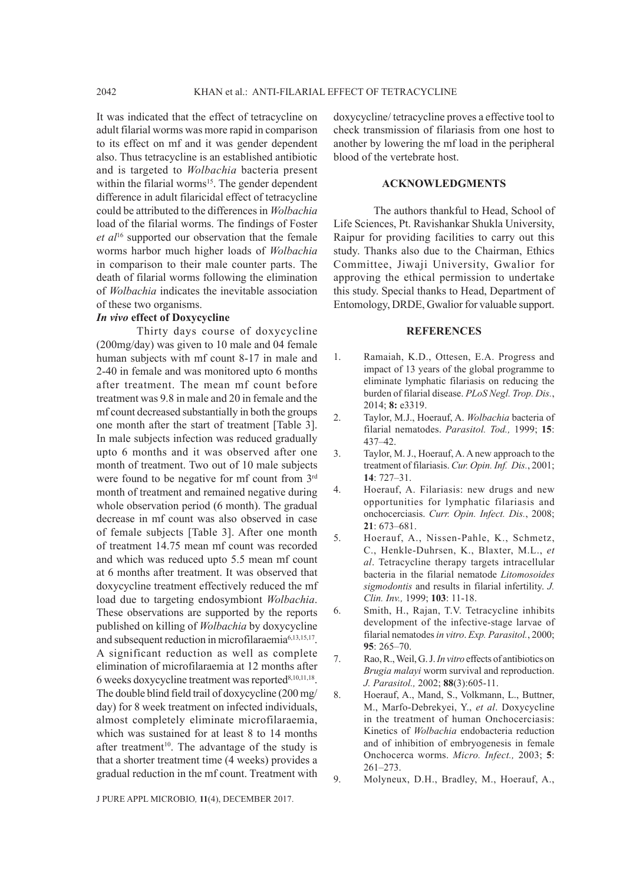It was indicated that the effect of tetracycline on adult filarial worms was more rapid in comparison to its effect on mf and it was gender dependent also. Thus tetracycline is an established antibiotic and is targeted to *Wolbachia* bacteria present within the filarial worms[15]. The gender dependent difference in adult filaricidal effect of tetracycline could be attributed to the differences in *Wolbachia* load of the filarial worms. The findings of Foster *et al*[16] supported our observation that the female worms harbor much higher loads of *Wolbachia* in comparison to their male counter parts. The death of filarial worms following the elimination of *Wolbachia* indicates the inevitable association of these two organisms.

### *In vivo* effect of Doxycycline

Thirty days course of doxycycline (200mg/day) was given to 10 male and 04 female human subjects with mf count 8-17 in male and 2-40 in female and was monitored upto 6 months after treatment. The mean mf count before treatment was 9.8 in male and 20 in female and the mf count decreased substantially in both the groups one month after the start of treatment [Table 3]. In male subjects infection was reduced gradually upto 6 months and it was observed after one month of treatment. Two out of 10 male subjects were found to be negative for mf count from 3rd month of treatment and remained negative during whole observation period (6 month). The gradual decrease in mf count was also observed in case of female subjects [Table 3]. After one month of treatment 14.75 mean mf count was recorded and which was reduced upto 5.5 mean mf count at 6 months after treatment. It was observed that doxycycline treatment effectively reduced the mf load due to targeting endosymbiont *Wolbachia*. These observations are supported by the reports published on killing of *Wolbachia* by doxycycline and subsequent reduction in microfilaraemia[6,13,15,17]. A significant reduction as well as complete elimination of microfilaraemia at 12 months after 6 weeks doxycycline treatment was reported[8,10,11,18]. The double blind field trail of doxycycline (200 mg/day) for 8 week treatment on infected individuals, almost completely eliminate microfilaraemia, which was sustained for at least 8 to 14 months after treatment[10]. The advantage of the study is that a shorter treatment time (4 weeks) provides a gradual reduction in the mf count. Treatment with doxycycline/ tetracycline proves a effective tool to check transmission of filariasis from one host to another by lowering the mf load in the peripheral blood of the vertebrate host.

## ACKNOWLEDGMENTS

The authors thankful to Head, School of Life Sciences, Pt. Ravishankar Shukla University, Raipur for providing facilities to carry out this study. Thanks also due to the Chairman, Ethics Committee, Jiwaji University, Gwalior for approving the ethical permission to undertake this study. Special thanks to Head, Department of Entomology, DRDE, Gwalior for valuable support.

## REFERENCES

1. Ramaiah, K.D., Ottesen, E.A. Progress and impact of 13 years of the global programme to eliminate lymphatic filariasis on reducing the burden of filarial disease. *PLoS Negl. Trop. Dis.*, 2014; **8:** e3319.
2. Taylor, M.J., Hoerauf, A. *Wolbachia* bacteria of filarial nematodes. *Parasitol. Tod.,* 1999; **15**: 437–42.
3. Taylor, M. J., Hoerauf, A. A new approach to the treatment of filariasis. *Cur. Opin. Inf. Dis.*, 2001; **14**: 727–31.
4. Hoerauf, A. Filariasis: new drugs and new opportunities for lymphatic filariasis and onchocerciasis. *Curr. Opin. Infect. Dis.*, 2008; **21**: 673–681.
5. Hoerauf, A., Nissen-Pahle, K., Schmetz, C., Henkle-Duhrsen, K., Blaxter, M.L., *et al*. Tetracycline therapy targets intracellular bacteria in the filarial nematode *Litomosoides sigmodontis* and results in filarial infertility. *J. Clin. Inv.,* 1999; **103**: 11-18.
6. Smith, H., Rajan, T.V. Tetracycline inhibits development of the infective-stage larvae of filarial nematodes *in vitro*. *Exp. Parasitol.*, 2000; **95**: 265–70.
7. Rao, R., Weil, G. J. *In vitro* effects of antibiotics on *Brugia malayi* worm survival and reproduction. *J. Parasitol.,* 2002; **88**(3):605-11.
8. Hoerauf, A., Mand, S., Volkmann, L., Buttner, M., Marfo-Debrekyei, Y., *et al*. Doxycycline in the treatment of human Onchocerciasis: Kinetics of *Wolbachia* endobacteria reduction and of inhibition of embryogenesis in female Onchocerca worms. *Micro. Infect.,* 2003; **5**: 261–273.
9. Molyneux, D.H., Bradley, M., Hoerauf, A.,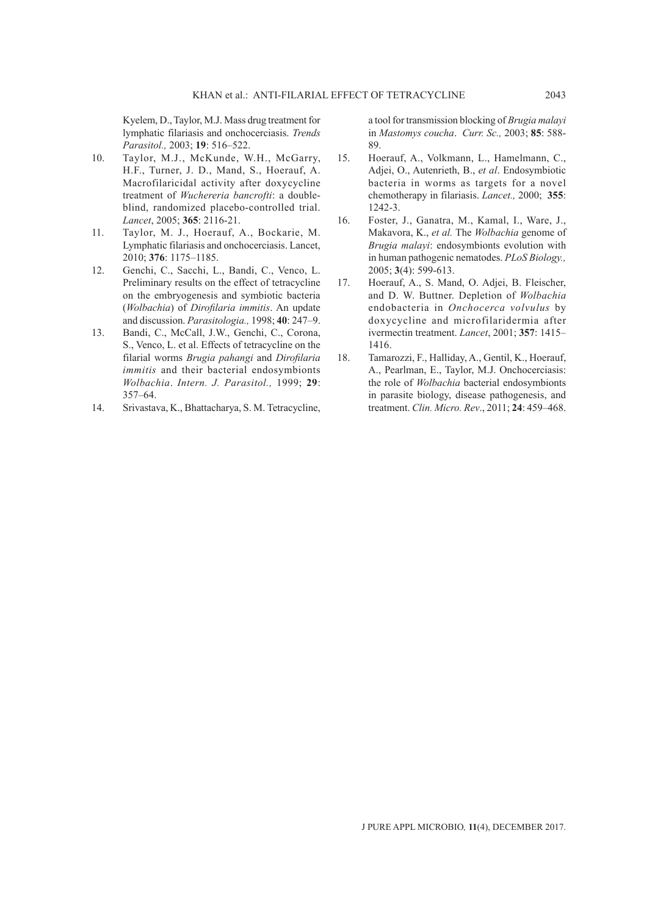Kyelem, D., Taylor, M.J. Mass drug treatment for lymphatic filariasis and onchocerciasis. *Trends Parasitol.,* 2003; **19**: 516–522.

10. Taylor, M.J., McKunde, W.H., McGarry, H.F., Turner, J. D., Mand, S., Hoerauf, A. Macrofilaricidal activity after doxycycline treatment of *Wuchereria bancrofti*: a double-blind, randomized placebo-controlled trial. *Lancet*, 2005; **365**: 2116-21.
11. Taylor, M. J., Hoerauf, A., Bockarie, M. Lymphatic filariasis and onchocerciasis. Lancet, 2010; **376**: 1175–1185.
12. Genchi, C., Sacchi, L., Bandi, C., Venco, L. Preliminary results on the effect of tetracycline on the embryogenesis and symbiotic bacteria (*Wolbachia*) of *Dirofilaria immitis*. An update and discussion. *Parasitologia.,* 1998; **40**: 247–9.
13. Bandi, C., McCall, J.W., Genchi, C., Corona, S., Venco, L. et al. Effects of tetracycline on the filarial worms *Brugia pahangi* and *Dirofilaria immitis* and their bacterial endosymbionts *Wolbachia*. *Intern. J. Parasitol.,* 1999; **29**: 357–64.
14. Srivastava, K., Bhattacharya, S. M. Tetracycline, a tool for transmission blocking of *Brugia malayi* in *Mastomys coucha*. *Curr. Sc.,* 2003; **85**: 588-89.
15. Hoerauf, A., Volkmann, L., Hamelmann, C., Adjei, O., Autenrieth, B., *et al*. Endosymbiotic bacteria in worms as targets for a novel chemotherapy in filariasis. *Lancet.,* 2000; **355**: 1242-3.
16. Foster, J., Ganatra, M., Kamal, I., Ware, J., Makavora, K., *et al.* The *Wolbachia* genome of *Brugia malayi*: endosymbionts evolution with in human pathogenic nematodes. *PLoS Biology.,* 2005; **3**(4): 599-613.
17. Hoerauf, A., S. Mand, O. Adjei, B. Fleischer, and D. W. Buttner. Depletion of *Wolbachia* endobacteria in *Onchocerca volvulus* by doxycycline and microfilaridermia after ivermectin treatment. *Lancet*, 2001; **357**: 1415–1416.
18. Tamarozzi, F., Halliday, A., Gentil, K., Hoerauf, A., Pearlman, E., Taylor, M.J. Onchocerciasis: the role of *Wolbachia* bacterial endosymbionts in parasite biology, disease pathogenesis, and treatment. *Clin. Micro. Rev*., 2011; **24**: 459–468.